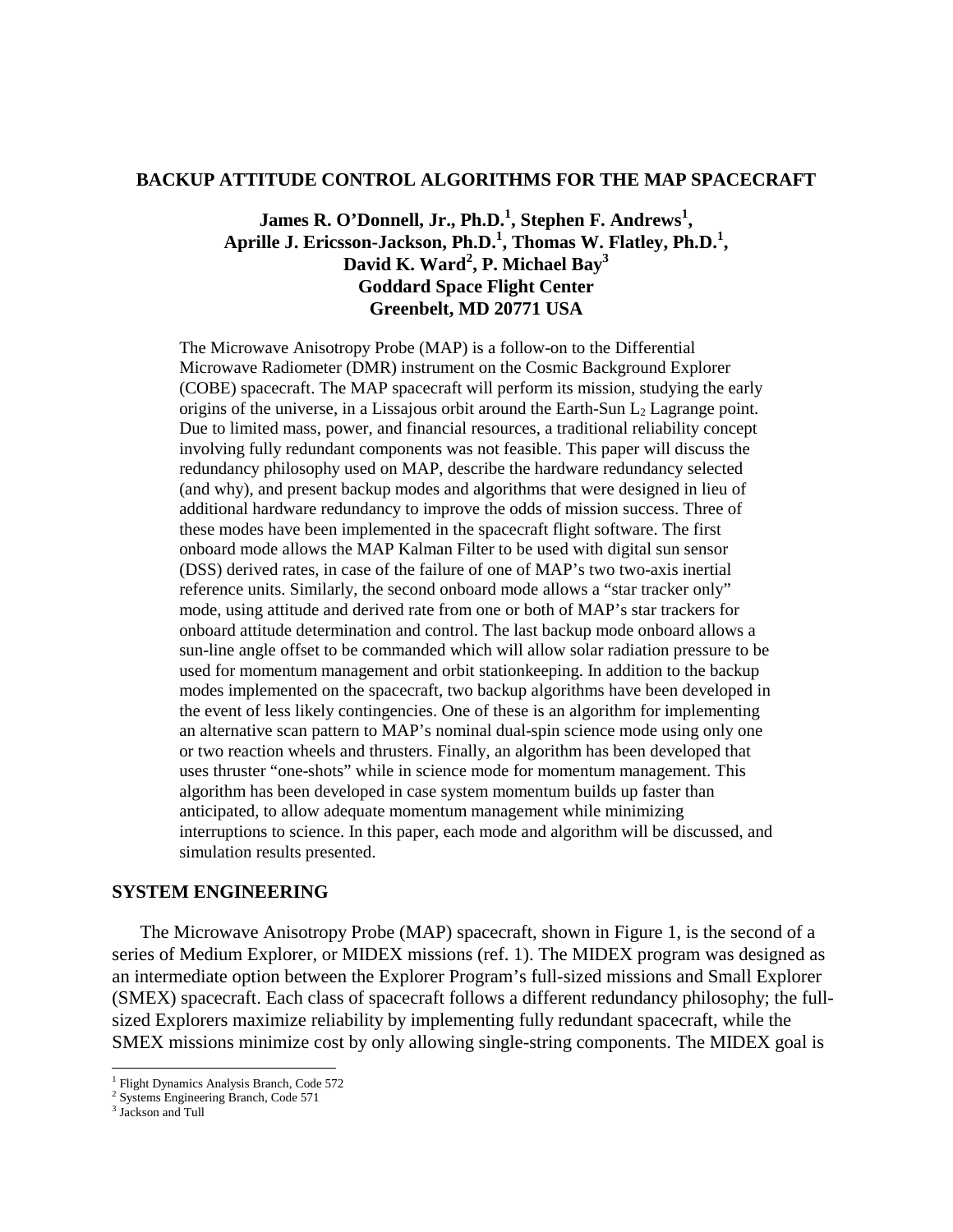# BACKUP ATTITUDE CONTROL ALGORITHMS FOR THE MAP SPACECRAFT

**James R. O'Donnell, Jr., Ph.D.[1], Stephen F. Andrews[1], Aprille J. Ericsson-Jackson, Ph.D.[1], Thomas W. Flatley, Ph.D.[1], David K. Ward[2], P. Michael Bay[3]**
**Goddard Space Flight Center**
**Greenbelt, MD 20771 USA**

The Microwave Anisotropy Probe (MAP) is a follow-on to the Differential Microwave Radiometer (DMR) instrument on the Cosmic Background Explorer (COBE) spacecraft. The MAP spacecraft will perform its mission, studying the early origins of the universe, in a Lissajous orbit around the Earth-Sun $L_2$ Lagrange point. Due to limited mass, power, and financial resources, a traditional reliability concept involving fully redundant components was not feasible. This paper will discuss the redundancy philosophy used on MAP, describe the hardware redundancy selected (and why), and present backup modes and algorithms that were designed in lieu of additional hardware redundancy to improve the odds of mission success. Three of these modes have been implemented in the spacecraft flight software. The first onboard mode allows the MAP Kalman Filter to be used with digital sun sensor (DSS) derived rates, in case of the failure of one of MAP's two two-axis inertial reference units. Similarly, the second onboard mode allows a "star tracker only" mode, using attitude and derived rate from one or both of MAP's star trackers for onboard attitude determination and control. The last backup mode onboard allows a sun-line angle offset to be commanded which will allow solar radiation pressure to be used for momentum management and orbit stationkeeping. In addition to the backup modes implemented on the spacecraft, two backup algorithms have been developed in the event of less likely contingencies. One of these is an algorithm for implementing an alternative scan pattern to MAP's nominal dual-spin science mode using only one or two reaction wheels and thrusters. Finally, an algorithm has been developed that uses thruster "one-shots" while in science mode for momentum management. This algorithm has been developed in case system momentum builds up faster than anticipated, to allow adequate momentum management while minimizing interruptions to science. In this paper, each mode and algorithm will be discussed, and simulation results presented.

## SYSTEM ENGINEERING

The Microwave Anisotropy Probe (MAP) spacecraft, shown in Figure 1, is the second of a series of Medium Explorer, or MIDEX missions (ref. 1). The MIDEX program was designed as an intermediate option between the Explorer Program's full-sized missions and Small Explorer (SMEX) spacecraft. Each class of spacecraft follows a different redundancy philosophy; the full-sized Explorers maximize reliability by implementing fully redundant spacecraft, while the SMEX missions minimize cost by only allowing single-string components. The MIDEX goal is

---

[1] Flight Dynamics Analysis Branch, Code 572
[2] Systems Engineering Branch, Code 571
[3] Jackson and Tull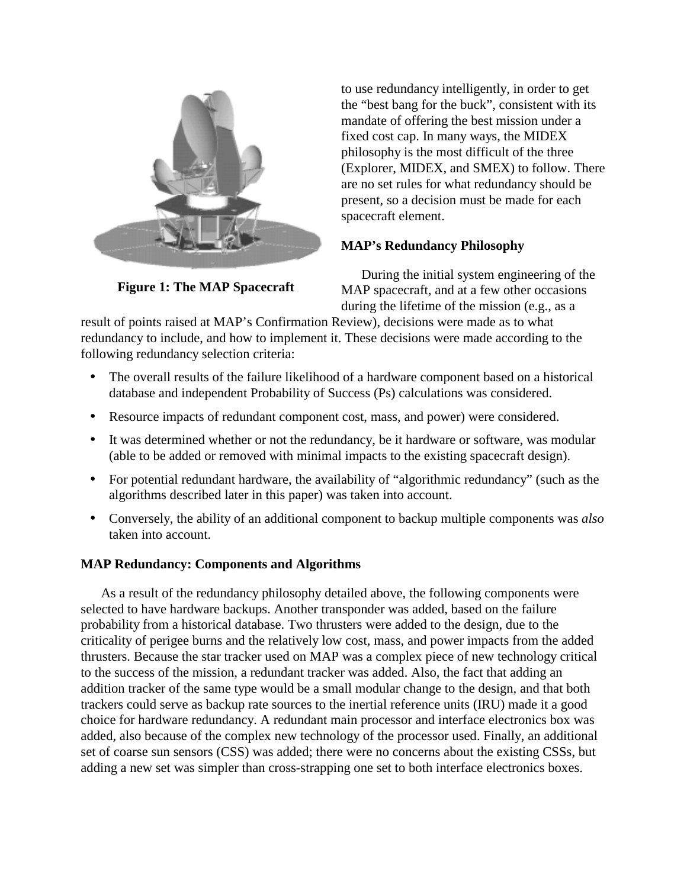Figure 1: The MAP Spacecraft

to use redundancy intelligently, in order to get the "best bang for the buck", consistent with its mandate of offering the best mission under a fixed cost cap. In many ways, the MIDEX philosophy is the most difficult of the three (Explorer, MIDEX, and SMEX) to follow. There are no set rules for what redundancy should be present, so a decision must be made for each spacecraft element.

**MAP's Redundancy Philosophy**

During the initial system engineering of the MAP spacecraft, and at a few other occasions during the lifetime of the mission (e.g., as a result of points raised at MAP's Confirmation Review), decisions were made as to what redundancy to include, and how to implement it. These decisions were made according to the following redundancy selection criteria:

- The overall results of the failure likelihood of a hardware component based on a historical database and independent Probability of Success (Ps) calculations was considered.
- Resource impacts of redundant component cost, mass, and power) were considered.
- It was determined whether or not the redundancy, be it hardware or software, was modular (able to be added or removed with minimal impacts to the existing spacecraft design).
- For potential redundant hardware, the availability of "algorithmic redundancy" (such as the algorithms described later in this paper) was taken into account.
- Conversely, the ability of an additional component to backup multiple components was *also* taken into account.

**MAP Redundancy: Components and Algorithms**

As a result of the redundancy philosophy detailed above, the following components were selected to have hardware backups. Another transponder was added, based on the failure probability from a historical database. Two thrusters were added to the design, due to the criticality of perigee burns and the relatively low cost, mass, and power impacts from the added thrusters. Because the star tracker used on MAP was a complex piece of new technology critical to the success of the mission, a redundant tracker was added. Also, the fact that adding an addition tracker of the same type would be a small modular change to the design, and that both trackers could serve as backup rate sources to the inertial reference units (IRU) made it a good choice for hardware redundancy. A redundant main processor and interface electronics box was added, also because of the complex new technology of the processor used. Finally, an additional set of coarse sun sensors (CSS) was added; there were no concerns about the existing CSSs, but adding a new set was simpler than cross-strapping one set to both interface electronics boxes.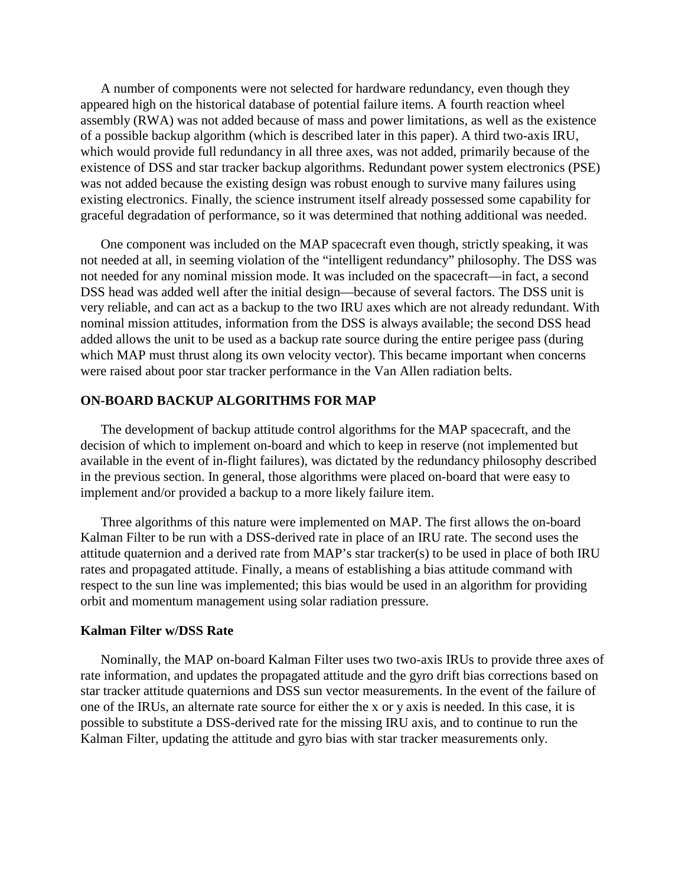A number of components were not selected for hardware redundancy, even though they appeared high on the historical database of potential failure items. A fourth reaction wheel assembly (RWA) was not added because of mass and power limitations, as well as the existence of a possible backup algorithm (which is described later in this paper). A third two-axis IRU, which would provide full redundancy in all three axes, was not added, primarily because of the existence of DSS and star tracker backup algorithms. Redundant power system electronics (PSE) was not added because the existing design was robust enough to survive many failures using existing electronics. Finally, the science instrument itself already possessed some capability for graceful degradation of performance, so it was determined that nothing additional was needed.

One component was included on the MAP spacecraft even though, strictly speaking, it was not needed at all, in seeming violation of the "intelligent redundancy" philosophy. The DSS was not needed for any nominal mission mode. It was included on the spacecraft—in fact, a second DSS head was added well after the initial design—because of several factors. The DSS unit is very reliable, and can act as a backup to the two IRU axes which are not already redundant. With nominal mission attitudes, information from the DSS is always available; the second DSS head added allows the unit to be used as a backup rate source during the entire perigee pass (during which MAP must thrust along its own velocity vector). This became important when concerns were raised about poor star tracker performance in the Van Allen radiation belts.

## ON-BOARD BACKUP ALGORITHMS FOR MAP

The development of backup attitude control algorithms for the MAP spacecraft, and the decision of which to implement on-board and which to keep in reserve (not implemented but available in the event of in-flight failures), was dictated by the redundancy philosophy described in the previous section. In general, those algorithms were placed on-board that were easy to implement and/or provided a backup to a more likely failure item.

Three algorithms of this nature were implemented on MAP. The first allows the on-board Kalman Filter to be run with a DSS-derived rate in place of an IRU rate. The second uses the attitude quaternion and a derived rate from MAP's star tracker(s) to be used in place of both IRU rates and propagated attitude. Finally, a means of establishing a bias attitude command with respect to the sun line was implemented; this bias would be used in an algorithm for providing orbit and momentum management using solar radiation pressure.

### Kalman Filter w/DSS Rate

Nominally, the MAP on-board Kalman Filter uses two two-axis IRUs to provide three axes of rate information, and updates the propagated attitude and the gyro drift bias corrections based on star tracker attitude quaternions and DSS sun vector measurements. In the event of the failure of one of the IRUs, an alternate rate source for either the x or y axis is needed. In this case, it is possible to substitute a DSS-derived rate for the missing IRU axis, and to continue to run the Kalman Filter, updating the attitude and gyro bias with star tracker measurements only.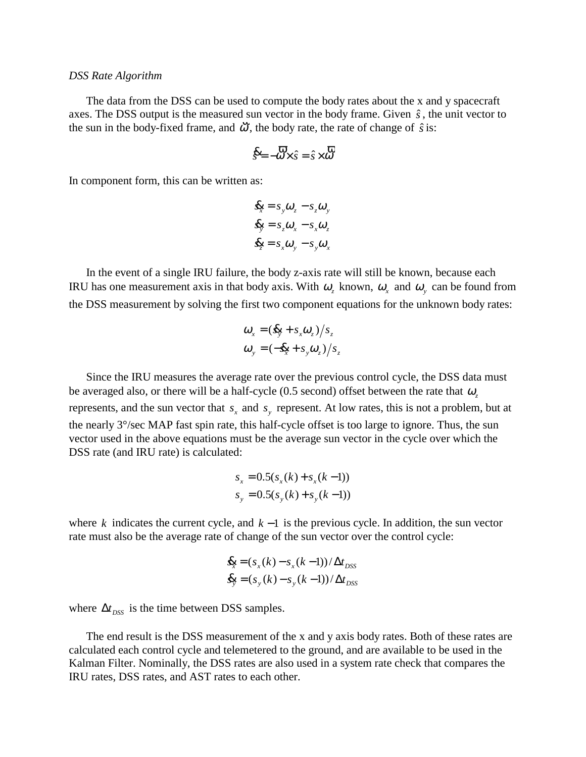*DSS Rate Algorithm*

The data from the DSS can be used to compute the body rates about the x and y spacecraft axes. The DSS output is the measured sun vector in the body frame. Given $\hat{s}$, the unit vector to the sun in the body-fixed frame, and $\vec{\omega}$, the body rate, the rate of change of $\hat{s}$ is:

$$\dot{\hat{s}} = -\vec{\omega} \times \hat{s} = \hat{s} \times \vec{\omega}$$

In component form, this can be written as:

$$\begin{aligned}
\dot{s}_x &= s_y \omega_z - s_z \omega_y \\
\dot{s}_y &= s_z \omega_x - s_x \omega_z \\
\dot{s}_z &= s_x \omega_y - s_y \omega_x
\end{aligned}$$

In the event of a single IRU failure, the body z-axis rate will still be known, because each IRU has one measurement axis in that body axis. With $\omega_z$ known, $\omega_x$ and $\omega_y$ can be found from the DSS measurement by solving the first two component equations for the unknown body rates:

$$\begin{aligned}
\omega_x &= (\dot{s}_y + s_x \omega_z) / s_z \\
\omega_y &= (-\dot{s}_x + s_y \omega_z) / s_z
\end{aligned}$$

Since the IRU measures the average rate over the previous control cycle, the DSS data must be averaged also, or there will be a half-cycle (0.5 second) offset between the rate that $\omega_z$ represents, and the sun vector that $s_x$ and $s_y$ represent. At low rates, this is not a problem, but at the nearly 3°/sec MAP fast spin rate, this half-cycle offset is too large to ignore. Thus, the sun vector used in the above equations must be the average sun vector in the cycle over which the DSS rate (and IRU rate) is calculated:

$$\begin{aligned}
s_x &= 0.5(s_x(k) + s_x(k-1)) \\
s_y &= 0.5(s_y(k) + s_y(k-1))
\end{aligned}$$

where $k$ indicates the current cycle, and $k-1$ is the previous cycle. In addition, the sun vector rate must also be the average rate of change of the sun vector over the control cycle:

$$\begin{aligned}
\dot{s}_x &= (s_x(k) - s_x(k-1)) / \Delta t_{DSS} \\
\dot{s}_y &= (s_y(k) - s_y(k-1)) / \Delta t_{DSS}
\end{aligned}$$

where $\Delta t_{DSS}$ is the time between DSS samples.

The end result is the DSS measurement of the x and y axis body rates. Both of these rates are calculated each control cycle and telemetered to the ground, and are available to be used in the Kalman Filter. Nominally, the DSS rates are also used in a system rate check that compares the IRU rates, DSS rates, and AST rates to each other.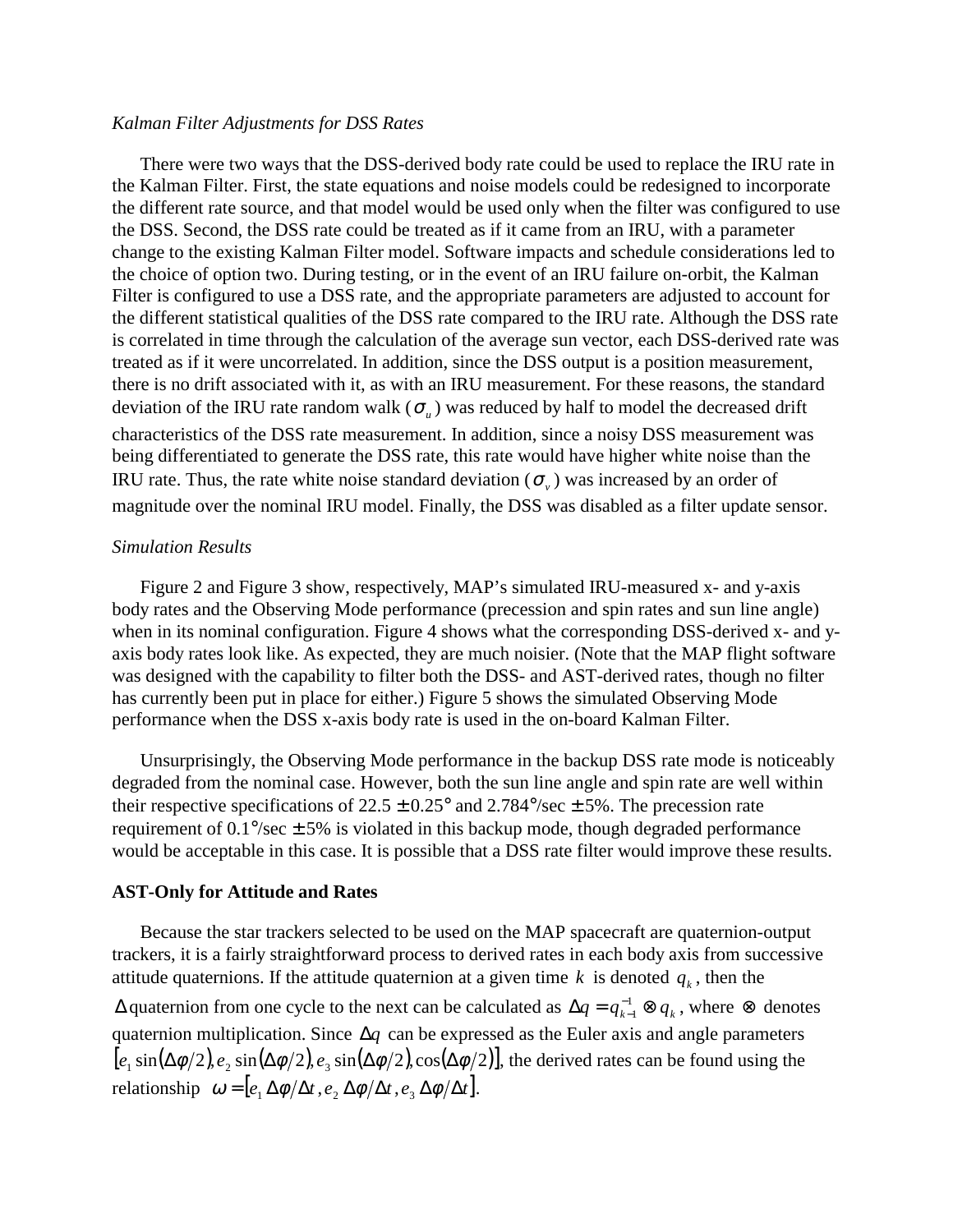*Kalman Filter Adjustments for DSS Rates*

There were two ways that the DSS-derived body rate could be used to replace the IRU rate in the Kalman Filter. First, the state equations and noise models could be redesigned to incorporate the different rate source, and that model would be used only when the filter was configured to use the DSS. Second, the DSS rate could be treated as if it came from an IRU, with a parameter change to the existing Kalman Filter model. Software impacts and schedule considerations led to the choice of option two. During testing, or in the event of an IRU failure on-orbit, the Kalman Filter is configured to use a DSS rate, and the appropriate parameters are adjusted to account for the different statistical qualities of the DSS rate compared to the IRU rate. Although the DSS rate is correlated in time through the calculation of the average sun vector, each DSS-derived rate was treated as if it were uncorrelated. In addition, since the DSS output is a position measurement, there is no drift associated with it, as with an IRU measurement. For these reasons, the standard deviation of the IRU rate random walk ($\sigma_u$) was reduced by half to model the decreased drift characteristics of the DSS rate measurement. In addition, since a noisy DSS measurement was being differentiated to generate the DSS rate, this rate would have higher white noise than the IRU rate. Thus, the rate white noise standard deviation ($\sigma_v$) was increased by an order of magnitude over the nominal IRU model. Finally, the DSS was disabled as a filter update sensor.

*Simulation Results*

Figure 2 and Figure 3 show, respectively, MAP's simulated IRU-measured x- and y-axis body rates and the Observing Mode performance (precession and spin rates and sun line angle) when in its nominal configuration. Figure 4 shows what the corresponding DSS-derived x- and y-axis body rates look like. As expected, they are much noisier. (Note that the MAP flight software was designed with the capability to filter both the DSS- and AST-derived rates, though no filter has currently been put in place for either.) Figure 5 shows the simulated Observing Mode performance when the DSS x-axis body rate is used in the on-board Kalman Filter.

Unsurprisingly, the Observing Mode performance in the backup DSS rate mode is noticeably degraded from the nominal case. However, both the sun line angle and spin rate are well within their respective specifications of $22.5 \pm 0.25°$ and $2.784°/\text{sec} \pm 5\%$. The precession rate requirement of $0.1°/\text{sec} \pm 5\%$ is violated in this backup mode, though degraded performance would be acceptable in this case. It is possible that a DSS rate filter would improve these results.

**AST-Only for Attitude and Rates**

Because the star trackers selected to be used on the MAP spacecraft are quaternion-output trackers, it is a fairly straightforward process to derived rates in each body axis from successive attitude quaternions. If the attitude quaternion at a given time $k$ is denoted $q_k$, then the $\Delta$ quaternion from one cycle to the next can be calculated as $\Delta q = q_{k-1}^{-1} \otimes q_k$, where $\otimes$ denotes quaternion multiplication. Since $\Delta q$ can be expressed as the Euler axis and angle parameters $[e_1 \sin(\Delta\phi/2), e_2 \sin(\Delta\phi/2), e_3 \sin(\Delta\phi/2), \cos(\Delta\phi/2)]$, the derived rates can be found using the relationship $\omega = [e_1\, \Delta\phi/\Delta t\, , e_2\, \Delta\phi/\Delta t\, , e_3\, \Delta\phi/\Delta t]$.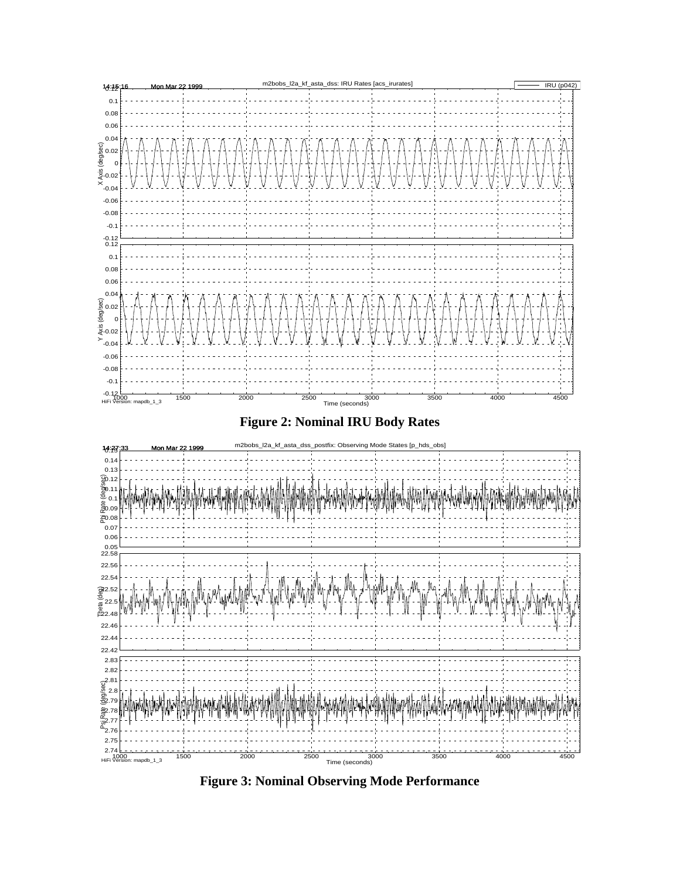**Figure 2: Nominal IRU Body Rates**

**Figure 3: Nominal Observing Mode Performance**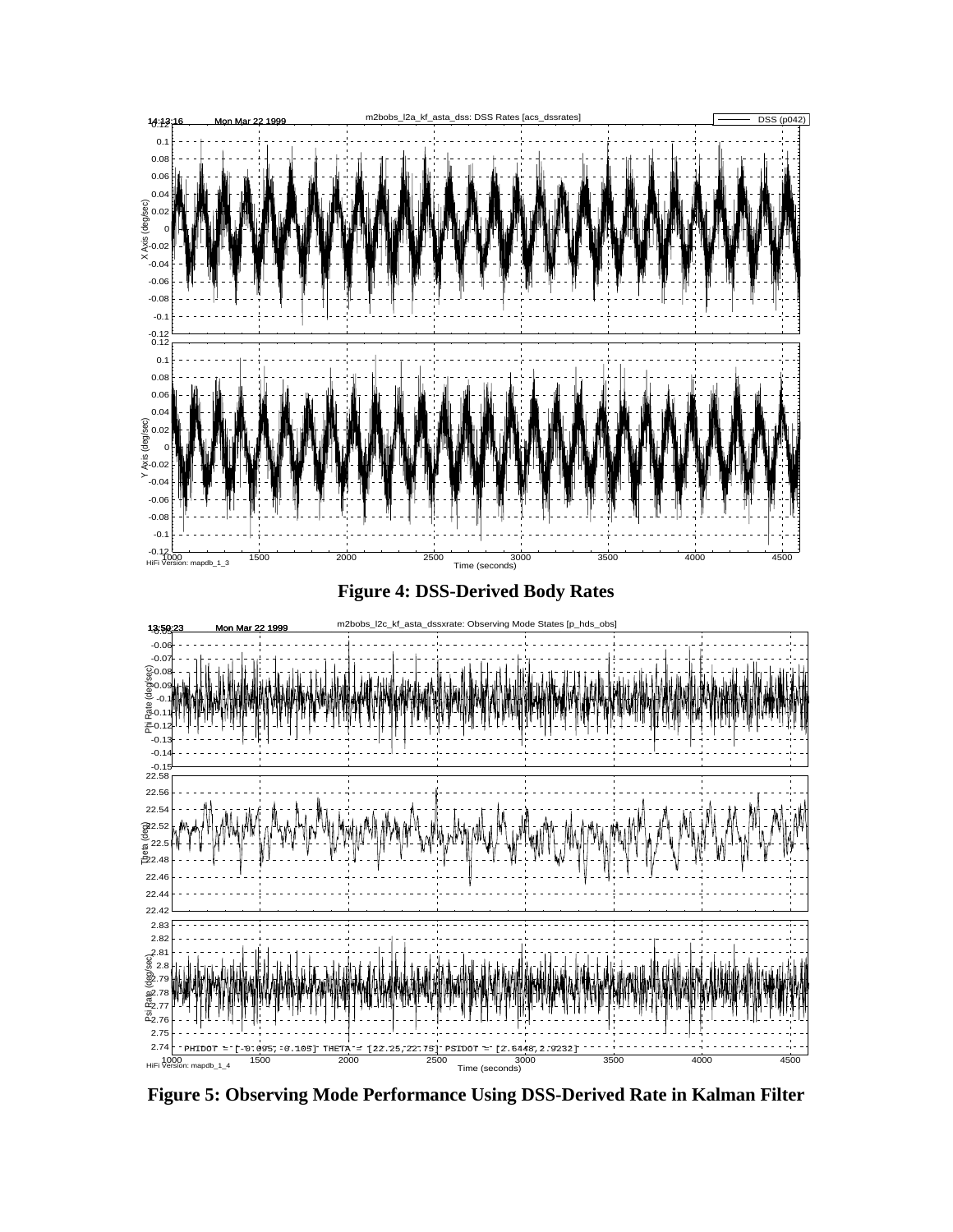**Figure 4: DSS-Derived Body Rates**

**Figure 5: Observing Mode Performance Using DSS-Derived Rate in Kalman Filter**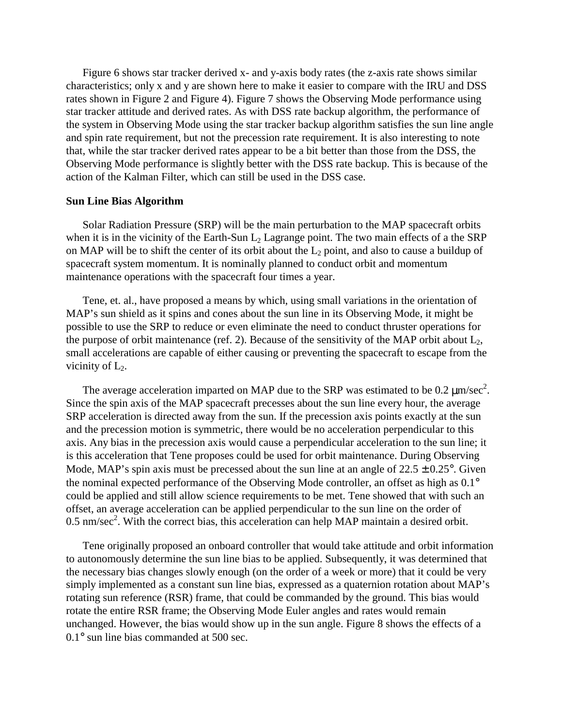Figure 6 shows star tracker derived x- and y-axis body rates (the z-axis rate shows similar characteristics; only x and y are shown here to make it easier to compare with the IRU and DSS rates shown in Figure 2 and Figure 4). Figure 7 shows the Observing Mode performance using star tracker attitude and derived rates. As with DSS rate backup algorithm, the performance of the system in Observing Mode using the star tracker backup algorithm satisfies the sun line angle and spin rate requirement, but not the precession rate requirement. It is also interesting to note that, while the star tracker derived rates appear to be a bit better than those from the DSS, the Observing Mode performance is slightly better with the DSS rate backup. This is because of the action of the Kalman Filter, which can still be used in the DSS case.

**Sun Line Bias Algorithm**

Solar Radiation Pressure (SRP) will be the main perturbation to the MAP spacecraft orbits when it is in the vicinity of the Earth-Sun $L_2$ Lagrange point. The two main effects of a the SRP on MAP will be to shift the center of its orbit about the $L_2$ point, and also to cause a buildup of spacecraft system momentum. It is nominally planned to conduct orbit and momentum maintenance operations with the spacecraft four times a year.

Tene, et. al., have proposed a means by which, using small variations in the orientation of MAP's sun shield as it spins and cones about the sun line in its Observing Mode, it might be possible to use the SRP to reduce or even eliminate the need to conduct thruster operations for the purpose of orbit maintenance (ref. 2). Because of the sensitivity of the MAP orbit about $L_2$, small accelerations are capable of either causing or preventing the spacecraft to escape from the vicinity of $L_2$.

The average acceleration imparted on MAP due to the SRP was estimated to be 0.2 $\mu$m/sec$^2$. Since the spin axis of the MAP spacecraft precesses about the sun line every hour, the average SRP acceleration is directed away from the sun. If the precession axis points exactly at the sun and the precession motion is symmetric, there would be no acceleration perpendicular to this axis. Any bias in the precession axis would cause a perpendicular acceleration to the sun line; it is this acceleration that Tene proposes could be used for orbit maintenance. During Observing Mode, MAP's spin axis must be precessed about the sun line at an angle of $22.5 \pm 0.25°$. Given the nominal expected performance of the Observing Mode controller, an offset as high as 0.1° could be applied and still allow science requirements to be met. Tene showed that with such an offset, an average acceleration can be applied perpendicular to the sun line on the order of 0.5 nm/sec$^2$. With the correct bias, this acceleration can help MAP maintain a desired orbit.

Tene originally proposed an onboard controller that would take attitude and orbit information to autonomously determine the sun line bias to be applied. Subsequently, it was determined that the necessary bias changes slowly enough (on the order of a week or more) that it could be very simply implemented as a constant sun line bias, expressed as a quaternion rotation about MAP's rotating sun reference (RSR) frame, that could be commanded by the ground. This bias would rotate the entire RSR frame; the Observing Mode Euler angles and rates would remain unchanged. However, the bias would show up in the sun angle. Figure 8 shows the effects of a 0.1° sun line bias commanded at 500 sec.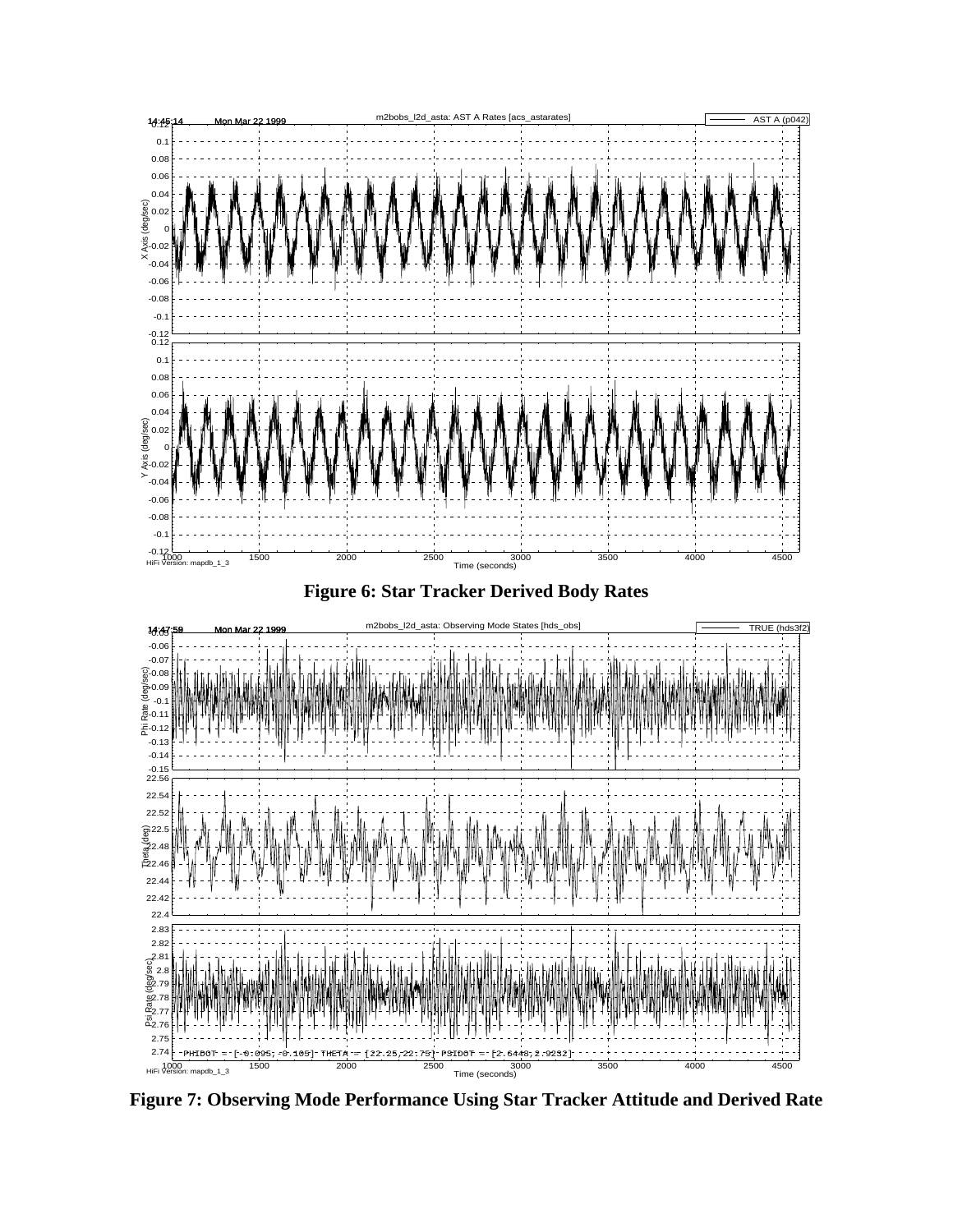**Figure 6: Star Tracker Derived Body Rates**

**Figure 7: Observing Mode Performance Using Star Tracker Attitude and Derived Rate**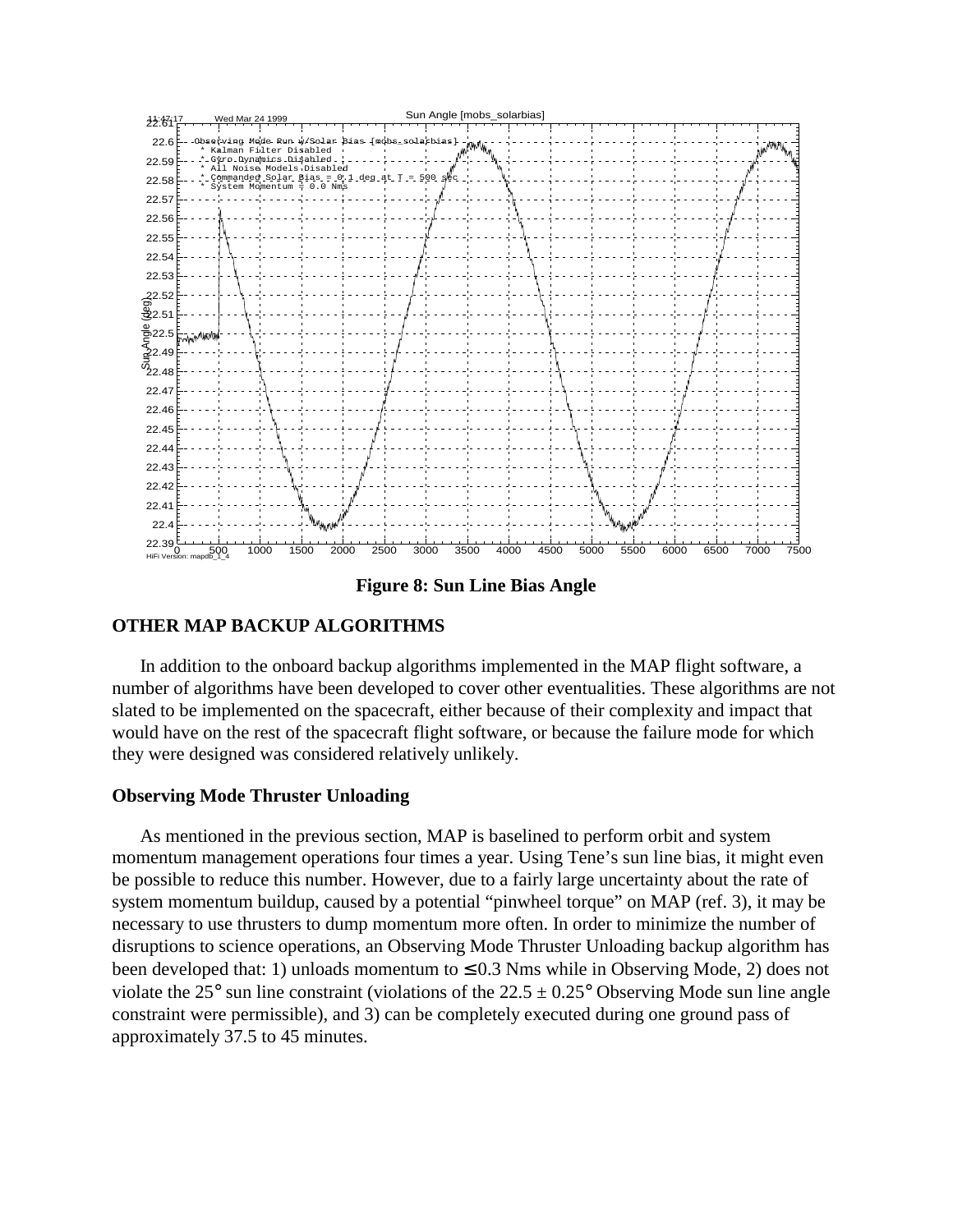**Figure 8: Sun Line Bias Angle**

## OTHER MAP BACKUP ALGORITHMS

In addition to the onboard backup algorithms implemented in the MAP flight software, a number of algorithms have been developed to cover other eventualities. These algorithms are not slated to be implemented on the spacecraft, either because of their complexity and impact that would have on the rest of the spacecraft flight software, or because the failure mode for which they were designed was considered relatively unlikely.

### Observing Mode Thruster Unloading

As mentioned in the previous section, MAP is baselined to perform orbit and system momentum management operations four times a year. Using Tene's sun line bias, it might even be possible to reduce this number. However, due to a fairly large uncertainty about the rate of system momentum buildup, caused by a potential "pinwheel torque" on MAP (ref. 3), it may be necessary to use thrusters to dump momentum more often. In order to minimize the number of disruptions to science operations, an Observing Mode Thruster Unloading backup algorithm has been developed that: 1) unloads momentum to $\leq 0.3$ Nms while in Observing Mode, 2) does not violate the 25° sun line constraint (violations of the $22.5 \pm 0.25°$ Observing Mode sun line angle constraint were permissible), and 3) can be completely executed during one ground pass of approximately 37.5 to 45 minutes.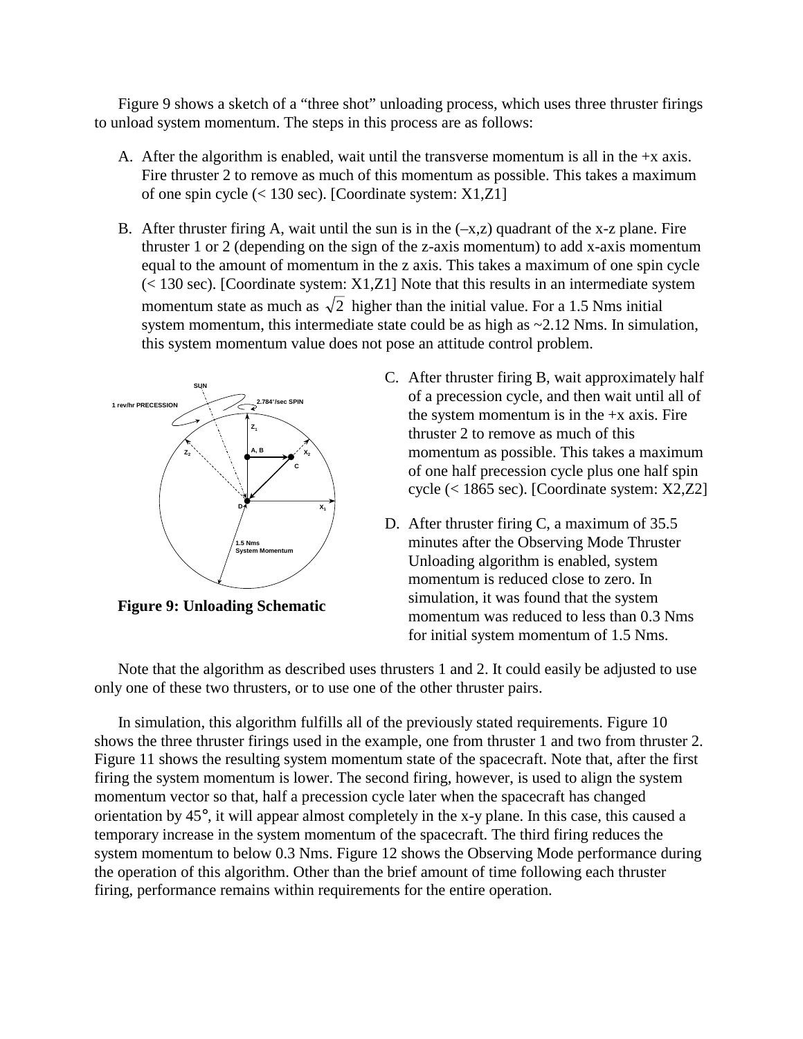Figure 9 shows a sketch of a "three shot" unloading process, which uses three thruster firings to unload system momentum. The steps in this process are as follows:

A. After the algorithm is enabled, wait until the transverse momentum is all in the +x axis. Fire thruster 2 to remove as much of this momentum as possible. This takes a maximum of one spin cycle (< 130 sec). [Coordinate system: X1,Z1]

B. After thruster firing A, wait until the sun is in the (–x,z) quadrant of the x-z plane. Fire thruster 1 or 2 (depending on the sign of the z-axis momentum) to add x-axis momentum equal to the amount of momentum in the z axis. This takes a maximum of one spin cycle (< 130 sec). [Coordinate system: X1,Z1] Note that this results in an intermediate system momentum state as much as $\sqrt{2}$ higher than the initial value. For a 1.5 Nms initial system momentum, this intermediate state could be as high as ~2.12 Nms. In simulation, this system momentum value does not pose an attitude control problem.

**Figure 9: Unloading Schematic**

C. After thruster firing B, wait approximately half of a precession cycle, and then wait until all of the system momentum is in the +x axis. Fire thruster 2 to remove as much of this momentum as possible. This takes a maximum of one half precession cycle plus one half spin cycle (< 1865 sec). [Coordinate system: X2,Z2]

D. After thruster firing C, a maximum of 35.5 minutes after the Observing Mode Thruster Unloading algorithm is enabled, system momentum is reduced close to zero. In simulation, it was found that the system momentum was reduced to less than 0.3 Nms for initial system momentum of 1.5 Nms.

Note that the algorithm as described uses thrusters 1 and 2. It could easily be adjusted to use only one of these two thrusters, or to use one of the other thruster pairs.

In simulation, this algorithm fulfills all of the previously stated requirements. Figure 10 shows the three thruster firings used in the example, one from thruster 1 and two from thruster 2. Figure 11 shows the resulting system momentum state of the spacecraft. Note that, after the first firing the system momentum is lower. The second firing, however, is used to align the system momentum vector so that, half a precession cycle later when the spacecraft has changed orientation by 45°, it will appear almost completely in the x-y plane. In this case, this caused a temporary increase in the system momentum of the spacecraft. The third firing reduces the system momentum to below 0.3 Nms. Figure 12 shows the Observing Mode performance during the operation of this algorithm. Other than the brief amount of time following each thruster firing, performance remains within requirements for the entire operation.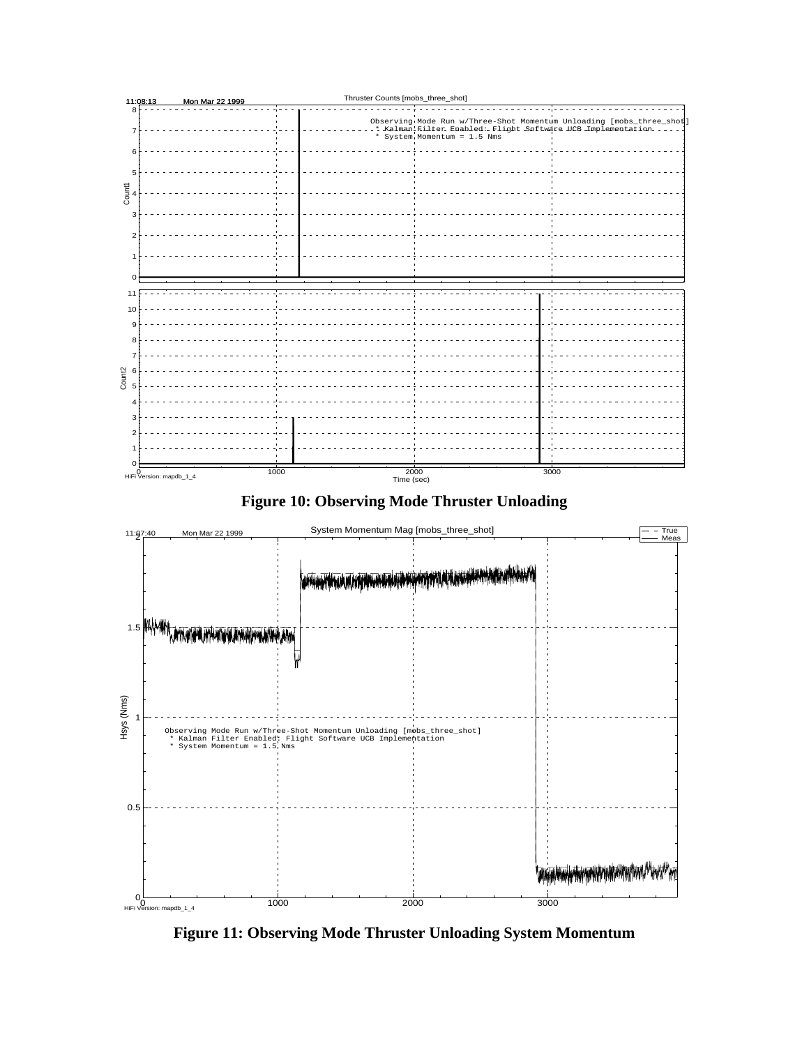Figure 10: Observing Mode Thruster Unloading

Figure 11: Observing Mode Thruster Unloading System Momentum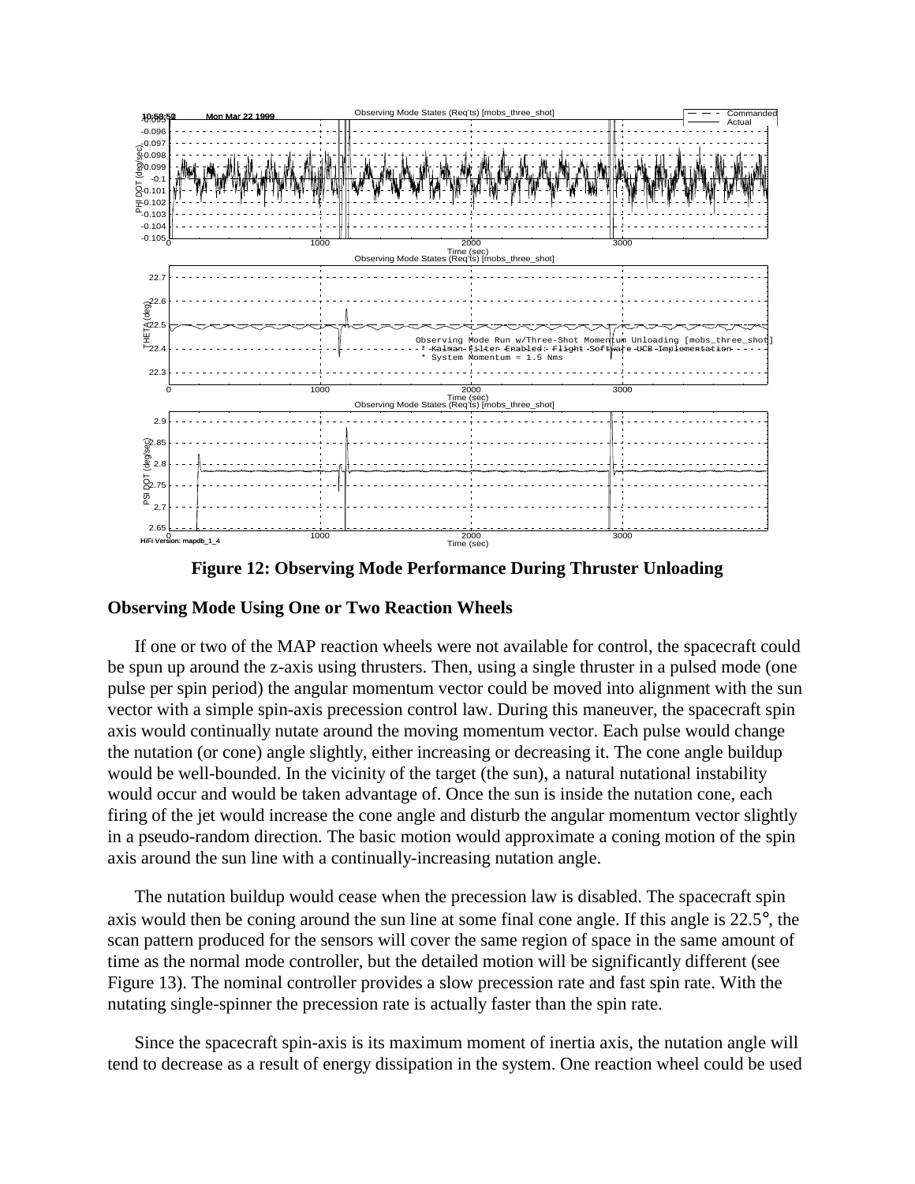**Figure 12: Observing Mode Performance During Thruster Unloading**

## Observing Mode Using One or Two Reaction Wheels

If one or two of the MAP reaction wheels were not available for control, the spacecraft could be spun up around the z-axis using thrusters. Then, using a single thruster in a pulsed mode (one pulse per spin period) the angular momentum vector could be moved into alignment with the sun vector with a simple spin-axis precession control law. During this maneuver, the spacecraft spin axis would continually nutate around the moving momentum vector. Each pulse would change the nutation (or cone) angle slightly, either increasing or decreasing it. The cone angle buildup would be well-bounded. In the vicinity of the target (the sun), a natural nutational instability would occur and would be taken advantage of. Once the sun is inside the nutation cone, each firing of the jet would increase the cone angle and disturb the angular momentum vector slightly in a pseudo-random direction. The basic motion would approximate a coning motion of the spin axis around the sun line with a continually-increasing nutation angle.

The nutation buildup would cease when the precession law is disabled. The spacecraft spin axis would then be coning around the sun line at some final cone angle. If this angle is 22.5°, the scan pattern produced for the sensors will cover the same region of space in the same amount of time as the normal mode controller, but the detailed motion will be significantly different (see Figure 13). The nominal controller provides a slow precession rate and fast spin rate. With the nutating single-spinner the precession rate is actually faster than the spin rate.

Since the spacecraft spin-axis is its maximum moment of inertia axis, the nutation angle will tend to decrease as a result of energy dissipation in the system. One reaction wheel could be used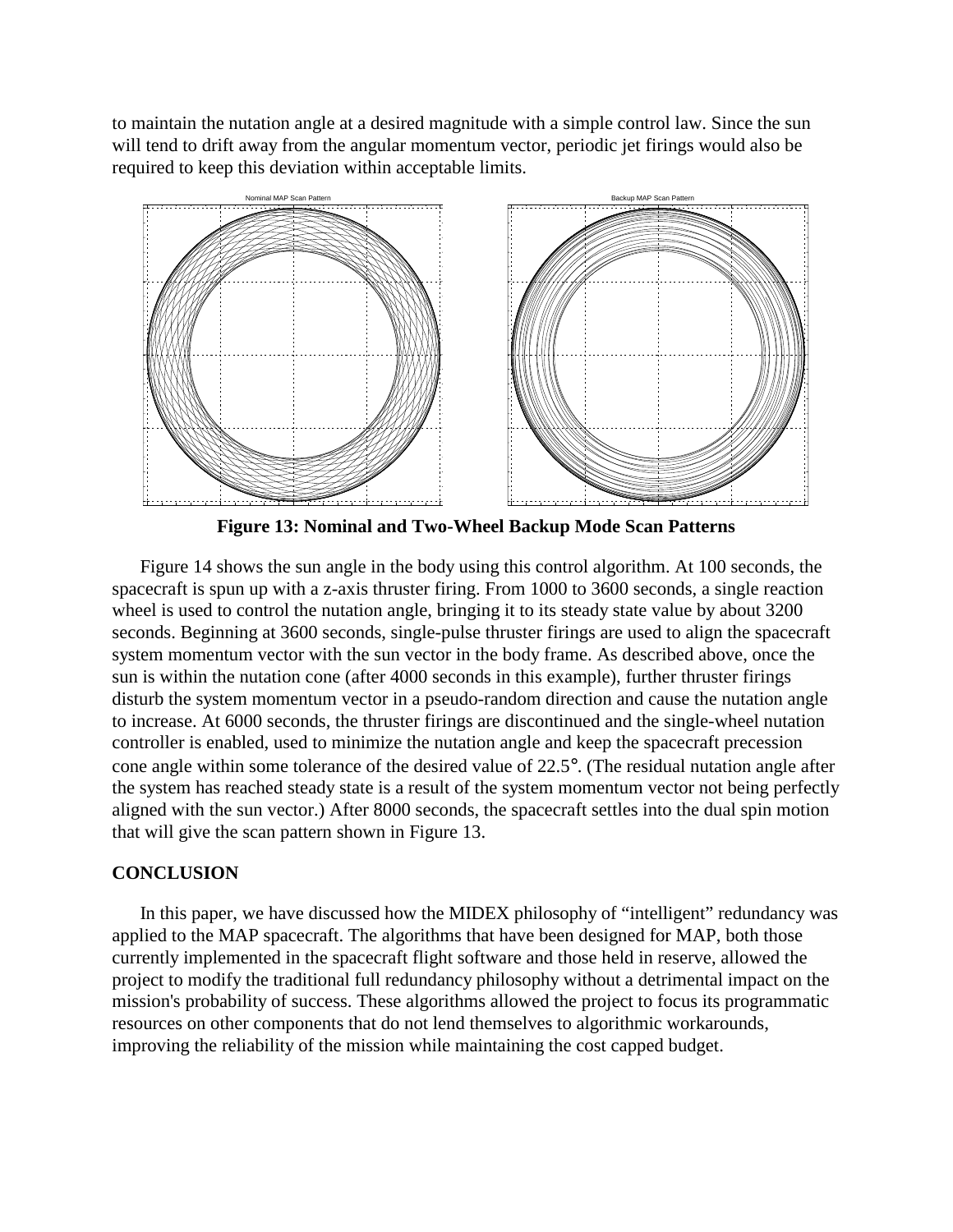to maintain the nutation angle at a desired magnitude with a simple control law. Since the sun will tend to drift away from the angular momentum vector, periodic jet firings would also be required to keep this deviation within acceptable limits.

Nominal MAP Scan Pattern

Backup MAP Scan Pattern

**Figure 13: Nominal and Two-Wheel Backup Mode Scan Patterns**

Figure 14 shows the sun angle in the body using this control algorithm. At 100 seconds, the spacecraft is spun up with a z-axis thruster firing. From 1000 to 3600 seconds, a single reaction wheel is used to control the nutation angle, bringing it to its steady state value by about 3200 seconds. Beginning at 3600 seconds, single-pulse thruster firings are used to align the spacecraft system momentum vector with the sun vector in the body frame. As described above, once the sun is within the nutation cone (after 4000 seconds in this example), further thruster firings disturb the system momentum vector in a pseudo-random direction and cause the nutation angle to increase. At 6000 seconds, the thruster firings are discontinued and the single-wheel nutation controller is enabled, used to minimize the nutation angle and keep the spacecraft precession cone angle within some tolerance of the desired value of 22.5°. (The residual nutation angle after the system has reached steady state is a result of the system momentum vector not being perfectly aligned with the sun vector.) After 8000 seconds, the spacecraft settles into the dual spin motion that will give the scan pattern shown in Figure 13.

## CONCLUSION

In this paper, we have discussed how the MIDEX philosophy of "intelligent" redundancy was applied to the MAP spacecraft. The algorithms that have been designed for MAP, both those currently implemented in the spacecraft flight software and those held in reserve, allowed the project to modify the traditional full redundancy philosophy without a detrimental impact on the mission's probability of success. These algorithms allowed the project to focus its programmatic resources on other components that do not lend themselves to algorithmic workarounds, improving the reliability of the mission while maintaining the cost capped budget.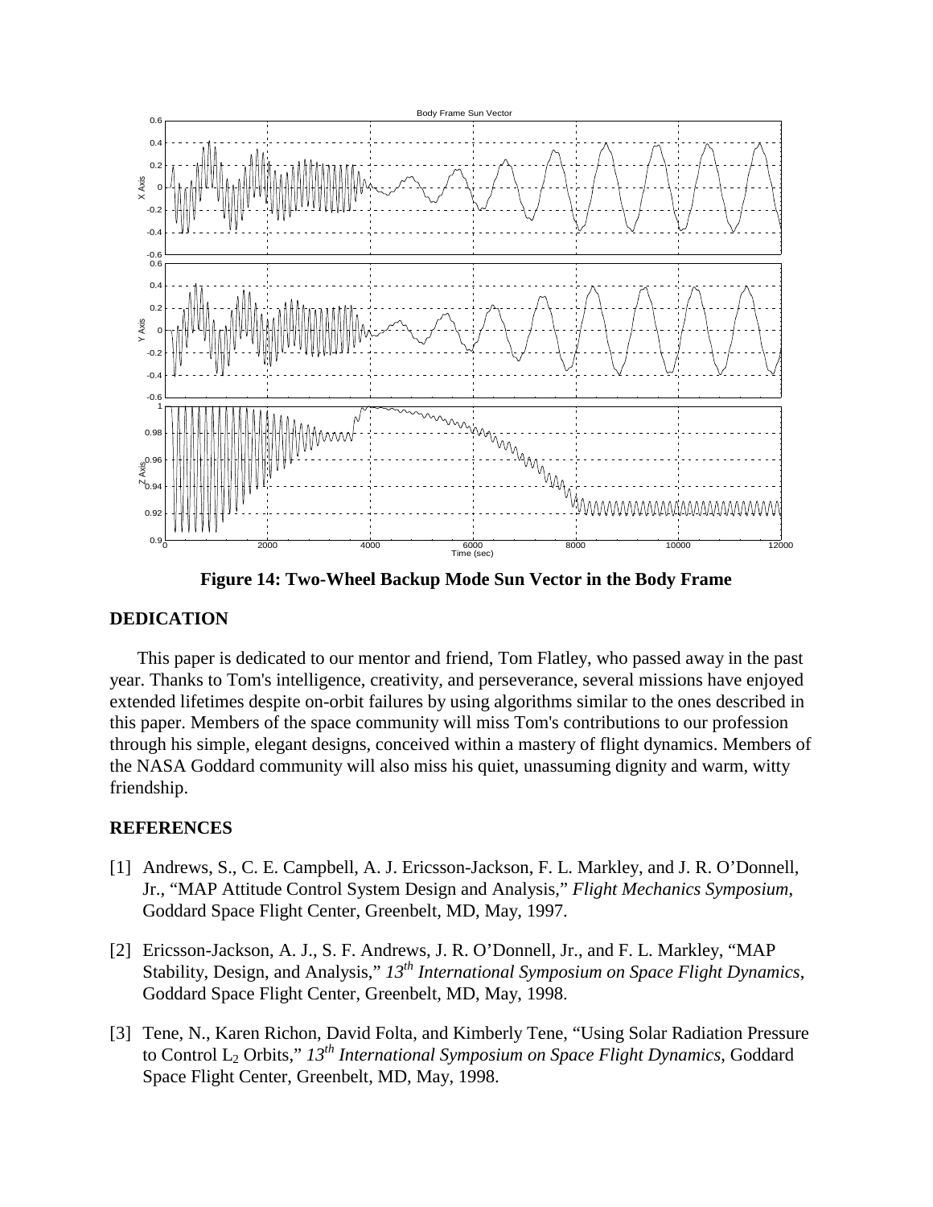Body Frame Sun Vector

X Axis

0.6
0.4
0.2
0
-0.2
-0.4
-0.6

Y Axis

0.6
0.4
0.2
0
-0.2
-0.4
-0.6

Z Axis

1
0.98
0.96
0.94
0.92
0.9

0 2000 4000 6000 8000 10000 12000

Time (sec)

**Figure 14: Two-Wheel Backup Mode Sun Vector in the Body Frame**

## DEDICATION

This paper is dedicated to our mentor and friend, Tom Flatley, who passed away in the past year. Thanks to Tom's intelligence, creativity, and perseverance, several missions have enjoyed extended lifetimes despite on-orbit failures by using algorithms similar to the ones described in this paper. Members of the space community will miss Tom's contributions to our profession through his simple, elegant designs, conceived within a mastery of flight dynamics. Members of the NASA Goddard community will also miss his quiet, unassuming dignity and warm, witty friendship.

## REFERENCES

[1] Andrews, S., C. E. Campbell, A. J. Ericsson-Jackson, F. L. Markley, and J. R. O'Donnell, Jr., "MAP Attitude Control System Design and Analysis," *Flight Mechanics Symposium*, Goddard Space Flight Center, Greenbelt, MD, May, 1997.

[2] Ericsson-Jackson, A. J., S. F. Andrews, J. R. O'Donnell, Jr., and F. L. Markley, "MAP Stability, Design, and Analysis," *13th International Symposium on Space Flight Dynamics*, Goddard Space Flight Center, Greenbelt, MD, May, 1998.

[3] Tene, N., Karen Richon, David Folta, and Kimberly Tene, "Using Solar Radiation Pressure to Control $L_2$ Orbits," *13th International Symposium on Space Flight Dynamics*, Goddard Space Flight Center, Greenbelt, MD, May, 1998.